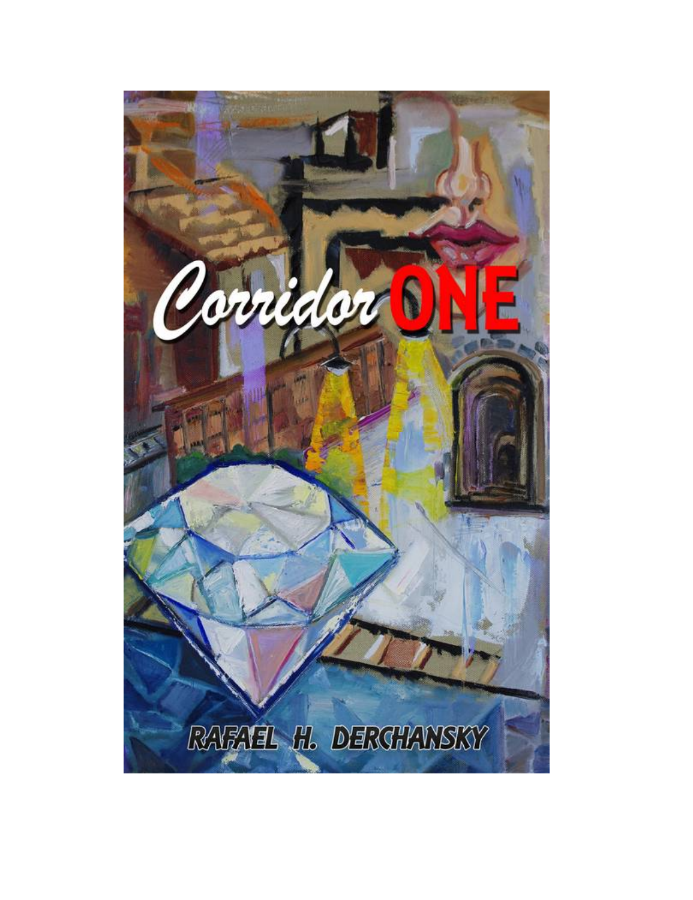# Corridor ONE

RAFAEL H. DERCHANSKY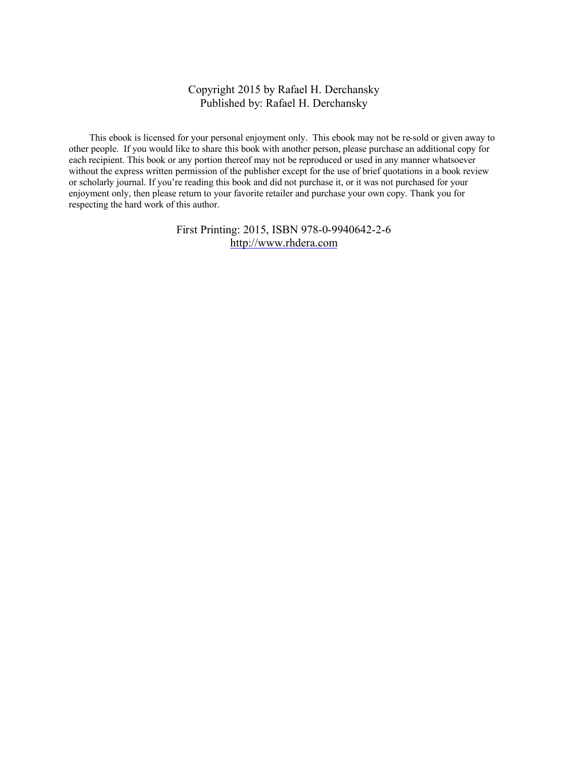Copyright 2015 by Rafael H. Derchansky
Published by: Rafael H. Derchansky

This ebook is licensed for your personal enjoyment only. This ebook may not be re-sold or given away to other people. If you would like to share this book with another person, please purchase an additional copy for each recipient. This book or any portion thereof may not be reproduced or used in any manner whatsoever without the express written permission of the publisher except for the use of brief quotations in a book review or scholarly journal. If you're reading this book and did not purchase it, or it was not purchased for your enjoyment only, then please return to your favorite retailer and purchase your own copy. Thank you for respecting the hard work of this author.

First Printing: 2015, ISBN 978-0-9940642-2-6
http://www.rhdera.com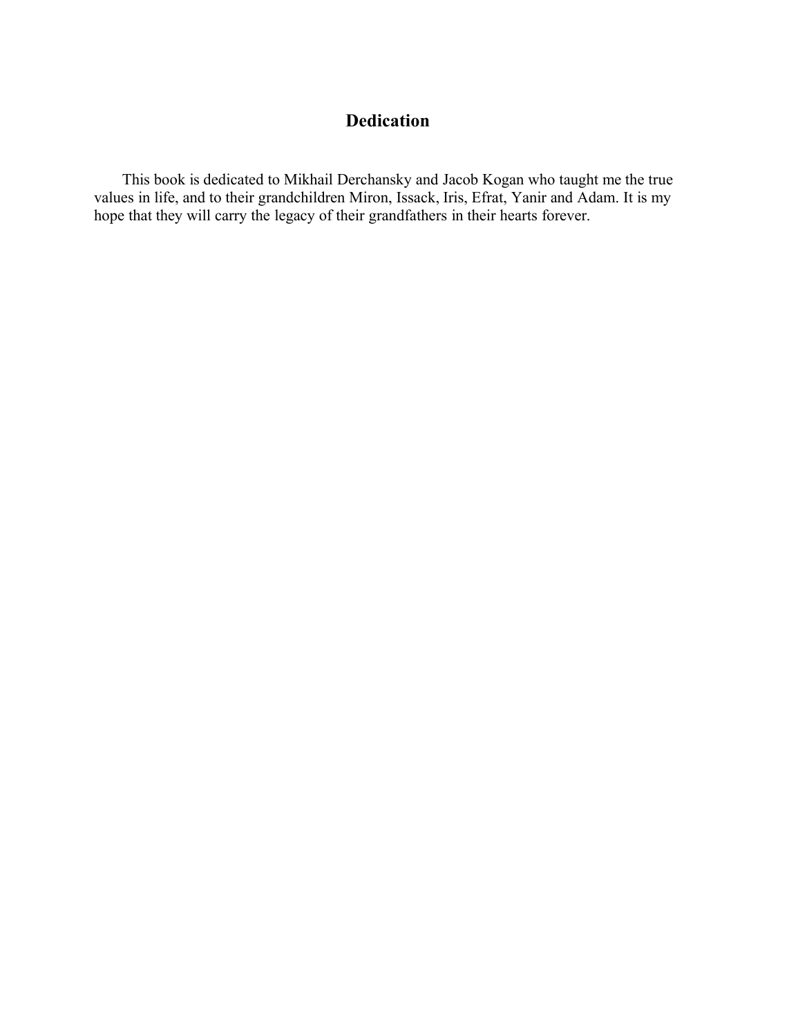## Dedication

This book is dedicated to Mikhail Derchansky and Jacob Kogan who taught me the true values in life, and to their grandchildren Miron, Issack, Iris, Efrat, Yanir and Adam. It is my hope that they will carry the legacy of their grandfathers in their hearts forever.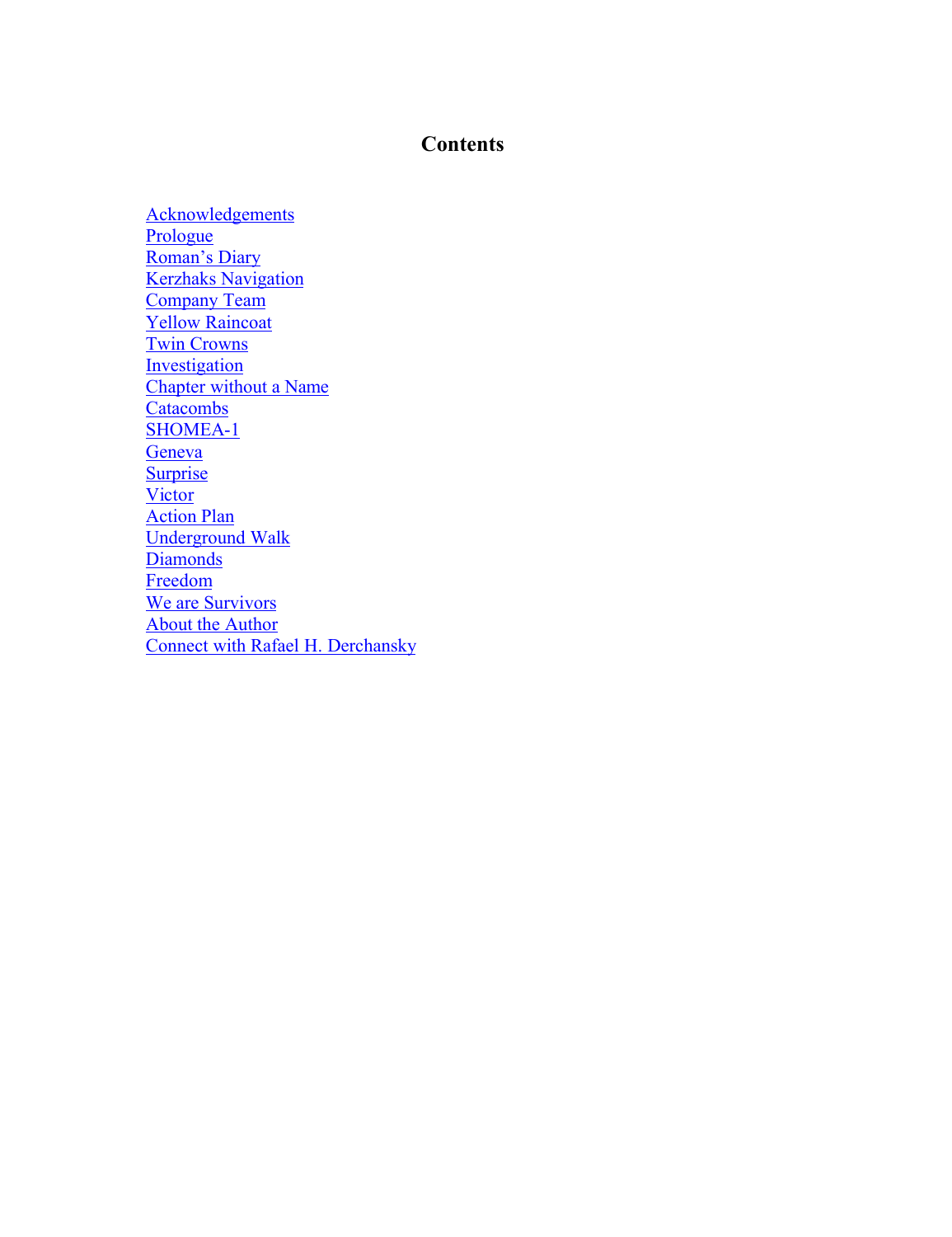# Contents

Acknowledgements
Prologue
Roman's Diary
Kerzhaks Navigation
Company Team
Yellow Raincoat
Twin Crowns
Investigation
Chapter without a Name
Catacombs
SHOMEA-1
Geneva
Surprise
Victor
Action Plan
Underground Walk
Diamonds
Freedom
We are Survivors
About the Author
Connect with Rafael H. Derchansky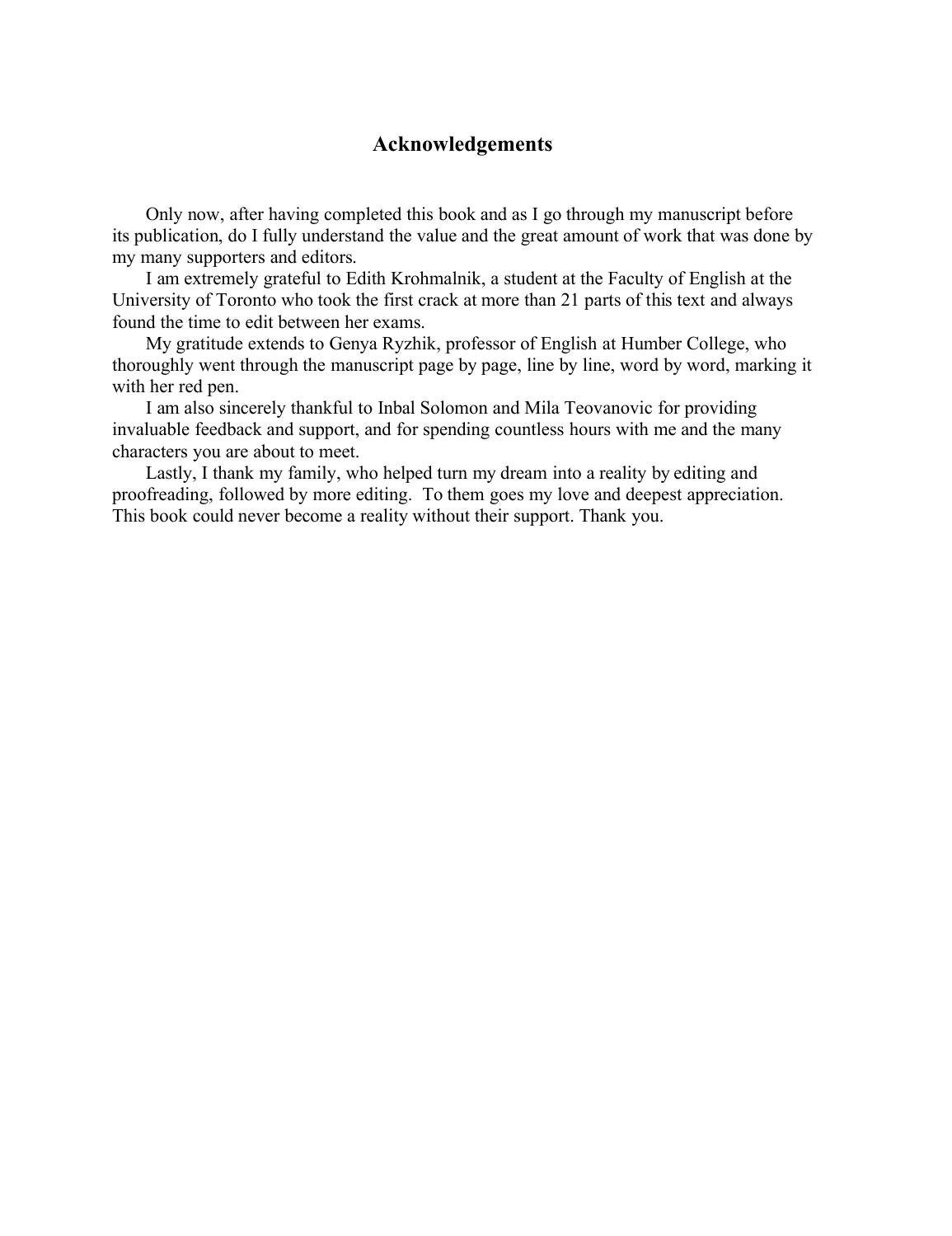# Acknowledgements

Only now, after having completed this book and as I go through my manuscript before its publication, do I fully understand the value and the great amount of work that was done by my many supporters and editors.

I am extremely grateful to Edith Krohmalnik, a student at the Faculty of English at the University of Toronto who took the first crack at more than 21 parts of this text and always found the time to edit between her exams.

My gratitude extends to Genya Ryzhik, professor of English at Humber College, who thoroughly went through the manuscript page by page, line by line, word by word, marking it with her red pen.

I am also sincerely thankful to Inbal Solomon and Mila Teovanovic for providing invaluable feedback and support, and for spending countless hours with me and the many characters you are about to meet.

Lastly, I thank my family, who helped turn my dream into a reality by editing and proofreading, followed by more editing. To them goes my love and deepest appreciation. This book could never become a reality without their support. Thank you.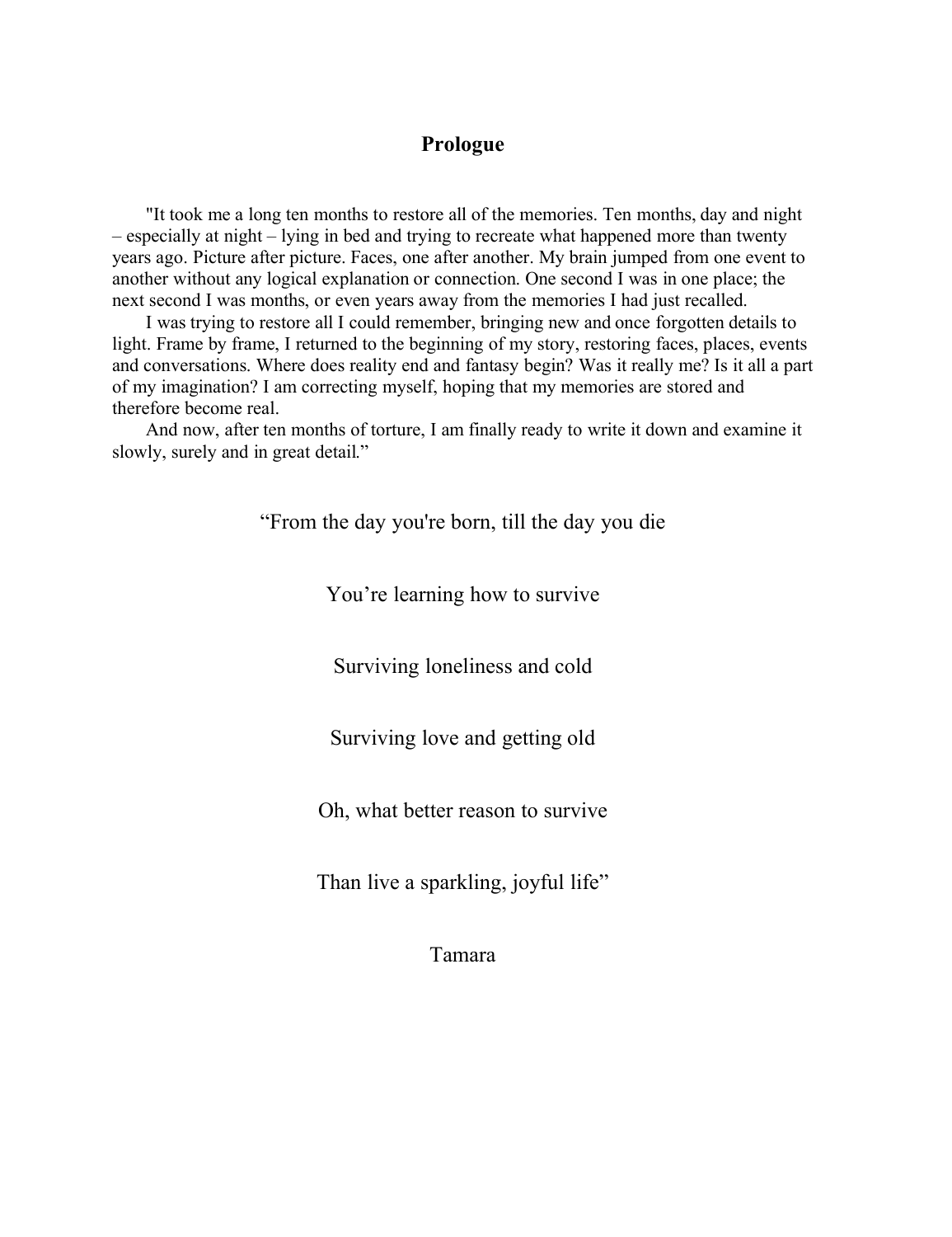# Prologue

"It took me a long ten months to restore all of the memories. Ten months, day and night – especially at night – lying in bed and trying to recreate what happened more than twenty years ago. Picture after picture. Faces, one after another. My brain jumped from one event to another without any logical explanation or connection. One second I was in one place; the next second I was months, or even years away from the memories I had just recalled.

I was trying to restore all I could remember, bringing new and once forgotten details to light. Frame by frame, I returned to the beginning of my story, restoring faces, places, events and conversations. Where does reality end and fantasy begin? Was it really me? Is it all a part of my imagination? I am correcting myself, hoping that my memories are stored and therefore become real.

And now, after ten months of torture, I am finally ready to write it down and examine it slowly, surely and in great detail."

"From the day you're born, till the day you die

You're learning how to survive

Surviving loneliness and cold

Surviving love and getting old

Oh, what better reason to survive

Than live a sparkling, joyful life"

Tamara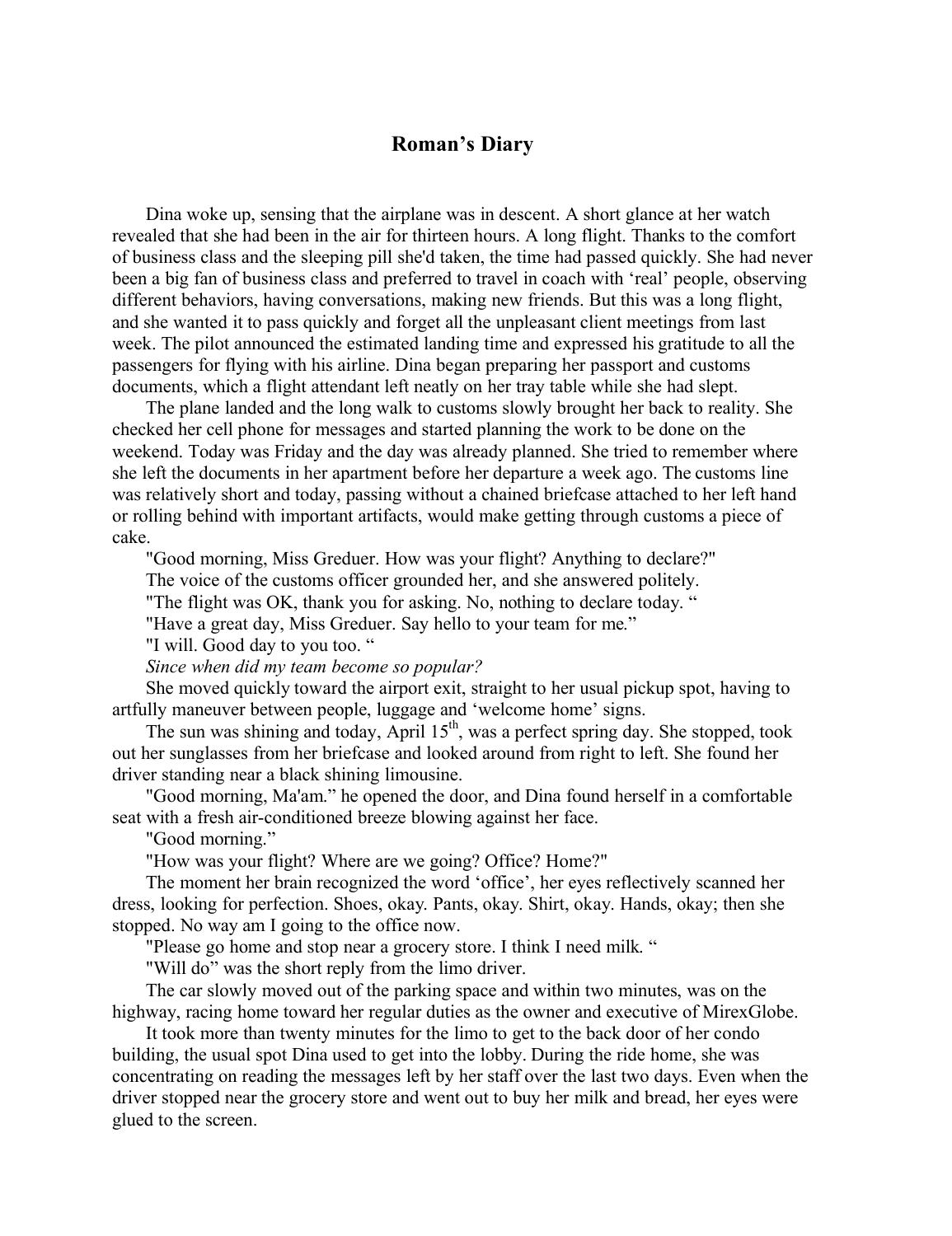# Roman's Diary

Dina woke up, sensing that the airplane was in descent. A short glance at her watch revealed that she had been in the air for thirteen hours. A long flight. Thanks to the comfort of business class and the sleeping pill she'd taken, the time had passed quickly. She had never been a big fan of business class and preferred to travel in coach with 'real' people, observing different behaviors, having conversations, making new friends. But this was a long flight, and she wanted it to pass quickly and forget all the unpleasant client meetings from last week. The pilot announced the estimated landing time and expressed his gratitude to all the passengers for flying with his airline. Dina began preparing her passport and customs documents, which a flight attendant left neatly on her tray table while she had slept.

The plane landed and the long walk to customs slowly brought her back to reality. She checked her cell phone for messages and started planning the work to be done on the weekend. Today was Friday and the day was already planned. She tried to remember where she left the documents in her apartment before her departure a week ago. The customs line was relatively short and today, passing without a chained briefcase attached to her left hand or rolling behind with important artifacts, would make getting through customs a piece of cake.

"Good morning, Miss Greduer. How was your flight? Anything to declare?"

The voice of the customs officer grounded her, and she answered politely.

"The flight was OK, thank you for asking. No, nothing to declare today. "

"Have a great day, Miss Greduer. Say hello to your team for me."

"I will. Good day to you too. "

*Since when did my team become so popular?*

She moved quickly toward the airport exit, straight to her usual pickup spot, having to artfully maneuver between people, luggage and 'welcome home' signs.

The sun was shining and today, April 15th, was a perfect spring day. She stopped, took out her sunglasses from her briefcase and looked around from right to left. She found her driver standing near a black shining limousine.

"Good morning, Ma'am." he opened the door, and Dina found herself in a comfortable seat with a fresh air-conditioned breeze blowing against her face.

"Good morning."

"How was your flight? Where are we going? Office? Home?"

The moment her brain recognized the word 'office', her eyes reflectively scanned her dress, looking for perfection. Shoes, okay. Pants, okay. Shirt, okay. Hands, okay; then she stopped. No way am I going to the office now.

"Please go home and stop near a grocery store. I think I need milk. "

"Will do" was the short reply from the limo driver.

The car slowly moved out of the parking space and within two minutes, was on the highway, racing home toward her regular duties as the owner and executive of MirexGlobe.

It took more than twenty minutes for the limo to get to the back door of her condo building, the usual spot Dina used to get into the lobby. During the ride home, she was concentrating on reading the messages left by her staff over the last two days. Even when the driver stopped near the grocery store and went out to buy her milk and bread, her eyes were glued to the screen.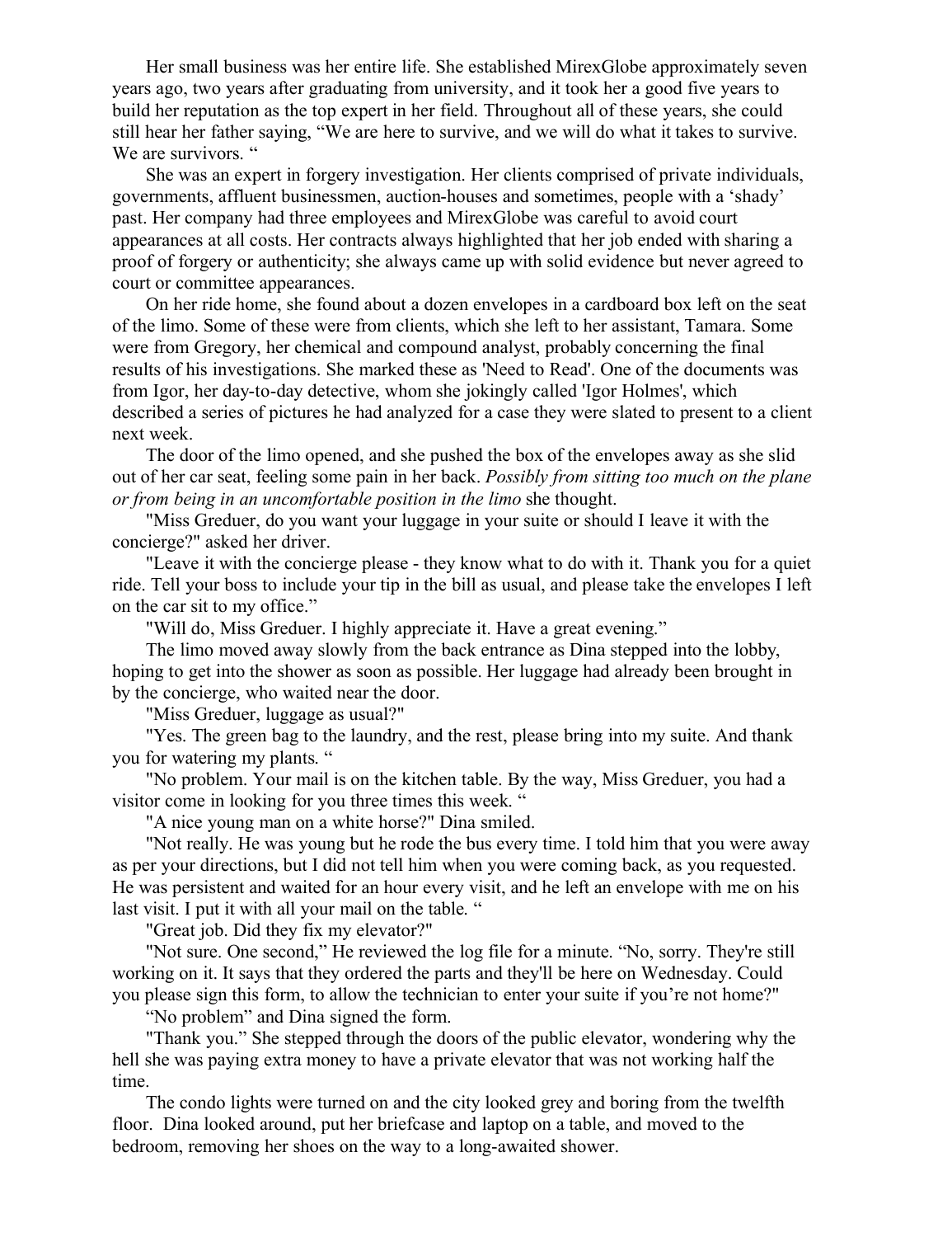Her small business was her entire life. She established MirexGlobe approximately seven years ago, two years after graduating from university, and it took her a good five years to build her reputation as the top expert in her field. Throughout all of these years, she could still hear her father saying, “We are here to survive, and we will do what it takes to survive. We are survivors. “

She was an expert in forgery investigation. Her clients comprised of private individuals, governments, affluent businessmen, auction-houses and sometimes, people with a ‘shady’ past. Her company had three employees and MirexGlobe was careful to avoid court appearances at all costs. Her contracts always highlighted that her job ended with sharing a proof of forgery or authenticity; she always came up with solid evidence but never agreed to court or committee appearances.

On her ride home, she found about a dozen envelopes in a cardboard box left on the seat of the limo. Some of these were from clients, which she left to her assistant, Tamara. Some were from Gregory, her chemical and compound analyst, probably concerning the final results of his investigations. She marked these as 'Need to Read'. One of the documents was from Igor, her day-to-day detective, whom she jokingly called 'Igor Holmes', which described a series of pictures he had analyzed for a case they were slated to present to a client next week.

The door of the limo opened, and she pushed the box of the envelopes away as she slid out of her car seat, feeling some pain in her back. *Possibly from sitting too much on the plane or from being in an uncomfortable position in the limo* she thought.

"Miss Greduer, do you want your luggage in your suite or should I leave it with the concierge?" asked her driver.

"Leave it with the concierge please - they know what to do with it. Thank you for a quiet ride. Tell your boss to include your tip in the bill as usual, and please take the envelopes I left on the car sit to my office.”

"Will do, Miss Greduer. I highly appreciate it. Have a great evening.”

The limo moved away slowly from the back entrance as Dina stepped into the lobby, hoping to get into the shower as soon as possible. Her luggage had already been brought in by the concierge, who waited near the door.

"Miss Greduer, luggage as usual?"

"Yes. The green bag to the laundry, and the rest, please bring into my suite. And thank you for watering my plants. “

"No problem. Your mail is on the kitchen table. By the way, Miss Greduer, you had a visitor come in looking for you three times this week. “

"A nice young man on a white horse?" Dina smiled.

"Not really. He was young but he rode the bus every time. I told him that you were away as per your directions, but I did not tell him when you were coming back, as you requested. He was persistent and waited for an hour every visit, and he left an envelope with me on his last visit. I put it with all your mail on the table. “

"Great job. Did they fix my elevator?"

"Not sure. One second,” He reviewed the log file for a minute. “No, sorry. They're still working on it. It says that they ordered the parts and they'll be here on Wednesday. Could you please sign this form, to allow the technician to enter your suite if you’re not home?"

“No problem” and Dina signed the form.

"Thank you.” She stepped through the doors of the public elevator, wondering why the hell she was paying extra money to have a private elevator that was not working half the time.

The condo lights were turned on and the city looked grey and boring from the twelfth floor. Dina looked around, put her briefcase and laptop on a table, and moved to the bedroom, removing her shoes on the way to a long-awaited shower.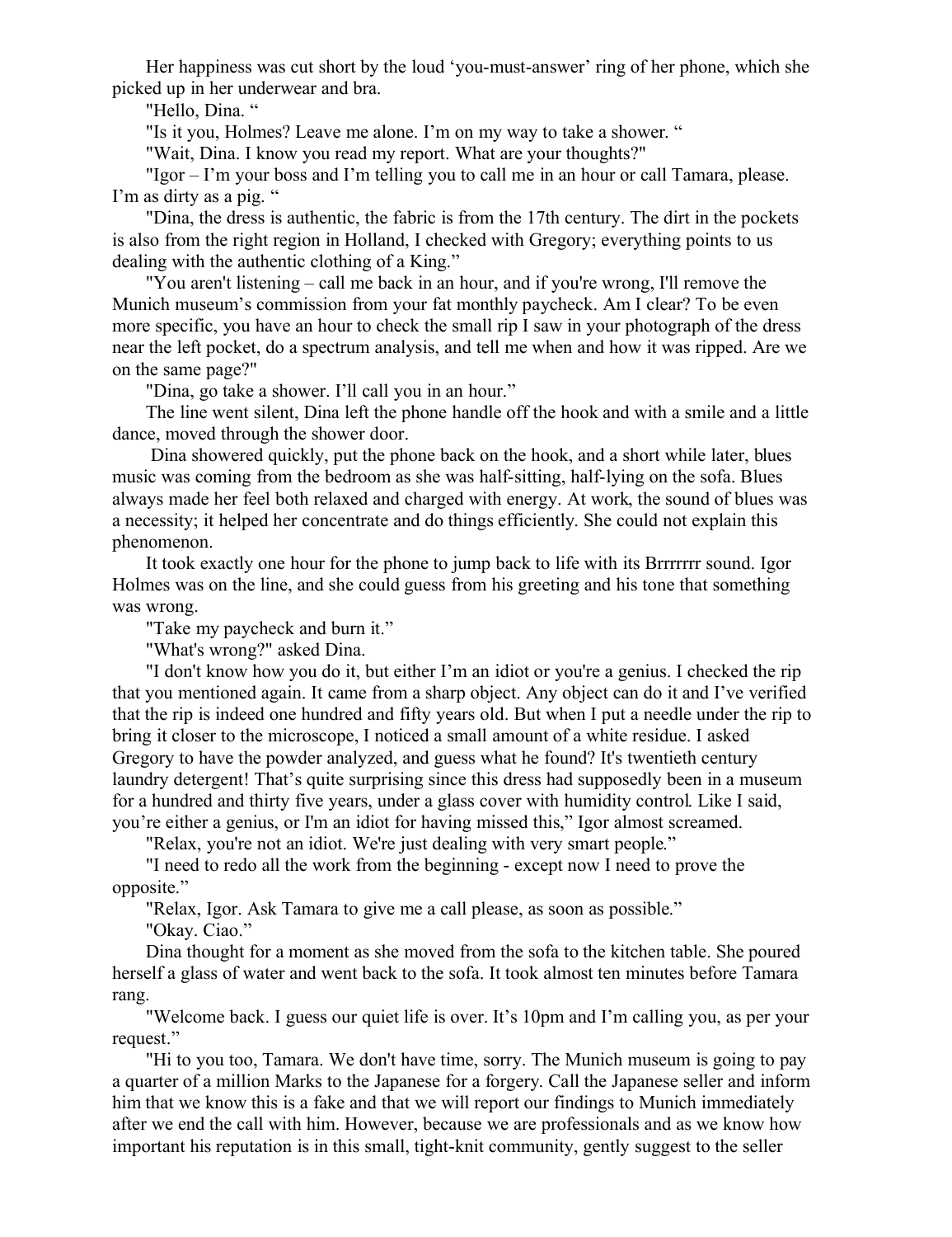Her happiness was cut short by the loud 'you-must-answer' ring of her phone, which she picked up in her underwear and bra.

"Hello, Dina. "

"Is it you, Holmes? Leave me alone. I'm on my way to take a shower. "

"Wait, Dina. I know you read my report. What are your thoughts?"

"Igor – I'm your boss and I'm telling you to call me in an hour or call Tamara, please. I'm as dirty as a pig. "

"Dina, the dress is authentic, the fabric is from the 17th century. The dirt in the pockets is also from the right region in Holland, I checked with Gregory; everything points to us dealing with the authentic clothing of a King."

"You aren't listening – call me back in an hour, and if you're wrong, I'll remove the Munich museum's commission from your fat monthly paycheck. Am I clear? To be even more specific, you have an hour to check the small rip I saw in your photograph of the dress near the left pocket, do a spectrum analysis, and tell me when and how it was ripped. Are we on the same page?"

"Dina, go take a shower. I'll call you in an hour."

The line went silent, Dina left the phone handle off the hook and with a smile and a little dance, moved through the shower door.

Dina showered quickly, put the phone back on the hook, and a short while later, blues music was coming from the bedroom as she was half-sitting, half-lying on the sofa. Blues always made her feel both relaxed and charged with energy. At work, the sound of blues was a necessity; it helped her concentrate and do things efficiently. She could not explain this phenomenon.

It took exactly one hour for the phone to jump back to life with its Brrrrrrr sound. Igor Holmes was on the line, and she could guess from his greeting and his tone that something was wrong.

"Take my paycheck and burn it."

"What's wrong?" asked Dina.

"I don't know how you do it, but either I'm an idiot or you're a genius. I checked the rip that you mentioned again. It came from a sharp object. Any object can do it and I've verified that the rip is indeed one hundred and fifty years old. But when I put a needle under the rip to bring it closer to the microscope, I noticed a small amount of a white residue. I asked Gregory to have the powder analyzed, and guess what he found? It's twentieth century laundry detergent! That's quite surprising since this dress had supposedly been in a museum for a hundred and thirty five years, under a glass cover with humidity control. Like I said, you're either a genius, or I'm an idiot for having missed this," Igor almost screamed.

"Relax, you're not an idiot. We're just dealing with very smart people."

"I need to redo all the work from the beginning - except now I need to prove the opposite."

"Relax, Igor. Ask Tamara to give me a call please, as soon as possible."

"Okay. Ciao."

Dina thought for a moment as she moved from the sofa to the kitchen table. She poured herself a glass of water and went back to the sofa. It took almost ten minutes before Tamara rang.

"Welcome back. I guess our quiet life is over. It's 10pm and I'm calling you, as per your request."

"Hi to you too, Tamara. We don't have time, sorry. The Munich museum is going to pay a quarter of a million Marks to the Japanese for a forgery. Call the Japanese seller and inform him that we know this is a fake and that we will report our findings to Munich immediately after we end the call with him. However, because we are professionals and as we know how important his reputation is in this small, tight-knit community, gently suggest to the seller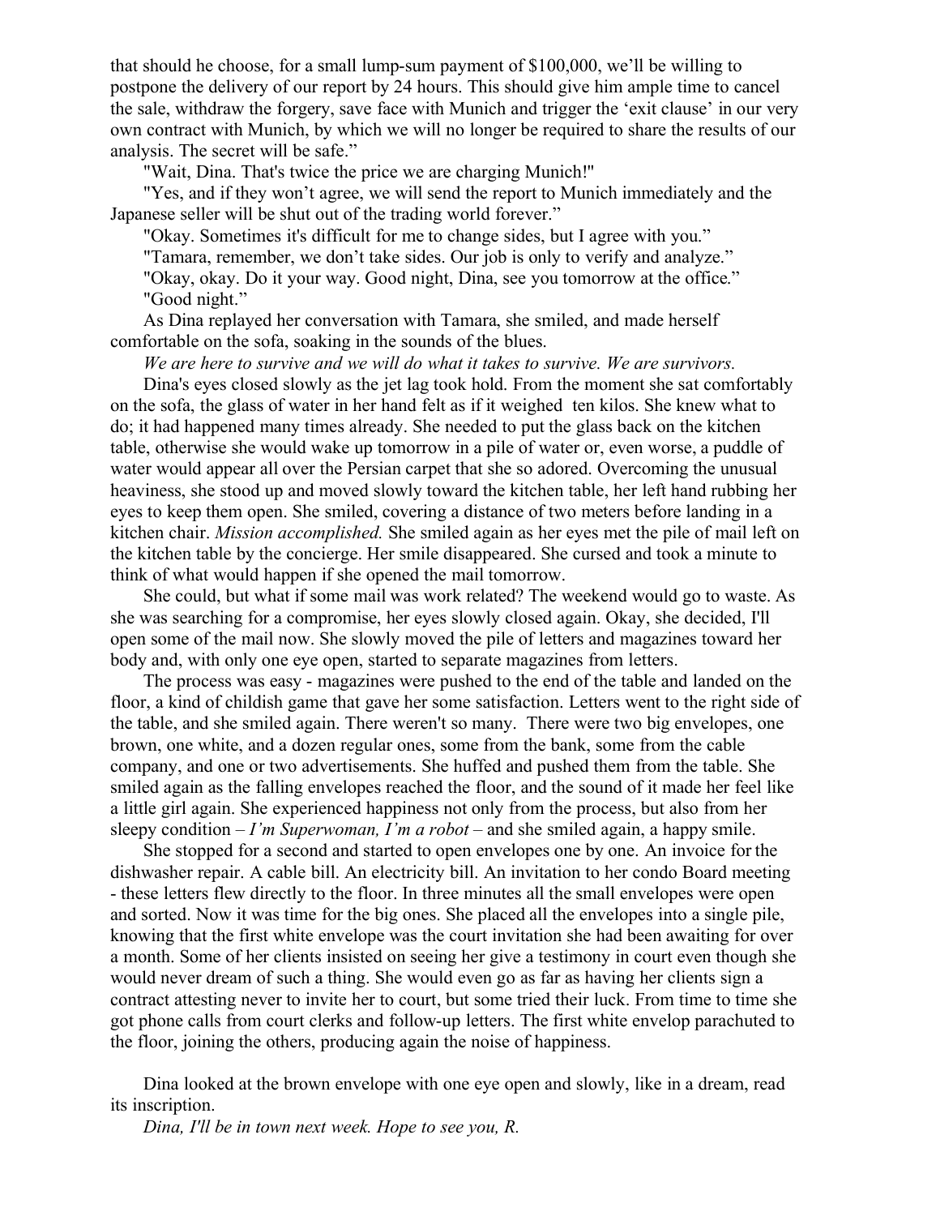that should he choose, for a small lump-sum payment of $100,000, we'll be willing to postpone the delivery of our report by 24 hours. This should give him ample time to cancel the sale, withdraw the forgery, save face with Munich and trigger the 'exit clause' in our very own contract with Munich, by which we will no longer be required to share the results of our analysis. The secret will be safe."

"Wait, Dina. That's twice the price we are charging Munich!"

"Yes, and if they won't agree, we will send the report to Munich immediately and the Japanese seller will be shut out of the trading world forever."

"Okay. Sometimes it's difficult for me to change sides, but I agree with you."

"Tamara, remember, we don't take sides. Our job is only to verify and analyze."

"Okay, okay. Do it your way. Good night, Dina, see you tomorrow at the office."

"Good night."

As Dina replayed her conversation with Tamara, she smiled, and made herself comfortable on the sofa, soaking in the sounds of the blues.

*We are here to survive and we will do what it takes to survive. We are survivors.*

Dina's eyes closed slowly as the jet lag took hold. From the moment she sat comfortably on the sofa, the glass of water in her hand felt as if it weighed ten kilos. She knew what to do; it had happened many times already. She needed to put the glass back on the kitchen table, otherwise she would wake up tomorrow in a pile of water or, even worse, a puddle of water would appear all over the Persian carpet that she so adored. Overcoming the unusual heaviness, she stood up and moved slowly toward the kitchen table, her left hand rubbing her eyes to keep them open. She smiled, covering a distance of two meters before landing in a kitchen chair. *Mission accomplished.* She smiled again as her eyes met the pile of mail left on the kitchen table by the concierge. Her smile disappeared. She cursed and took a minute to think of what would happen if she opened the mail tomorrow.

She could, but what if some mail was work related? The weekend would go to waste. As she was searching for a compromise, her eyes slowly closed again. Okay, she decided, I'll open some of the mail now. She slowly moved the pile of letters and magazines toward her body and, with only one eye open, started to separate magazines from letters.

The process was easy - magazines were pushed to the end of the table and landed on the floor, a kind of childish game that gave her some satisfaction. Letters went to the right side of the table, and she smiled again. There weren't so many. There were two big envelopes, one brown, one white, and a dozen regular ones, some from the bank, some from the cable company, and one or two advertisements. She huffed and pushed them from the table. She smiled again as the falling envelopes reached the floor, and the sound of it made her feel like a little girl again. She experienced happiness not only from the process, but also from her sleepy condition – *I'm Superwoman, I'm a robot* – and she smiled again, a happy smile.

She stopped for a second and started to open envelopes one by one. An invoice for the dishwasher repair. A cable bill. An electricity bill. An invitation to her condo Board meeting - these letters flew directly to the floor. In three minutes all the small envelopes were open and sorted. Now it was time for the big ones. She placed all the envelopes into a single pile, knowing that the first white envelope was the court invitation she had been awaiting for over a month. Some of her clients insisted on seeing her give a testimony in court even though she would never dream of such a thing. She would even go as far as having her clients sign a contract attesting never to invite her to court, but some tried their luck. From time to time she got phone calls from court clerks and follow-up letters. The first white envelop parachuted to the floor, joining the others, producing again the noise of happiness.

Dina looked at the brown envelope with one eye open and slowly, like in a dream, read its inscription.

*Dina, I'll be in town next week. Hope to see you, R.*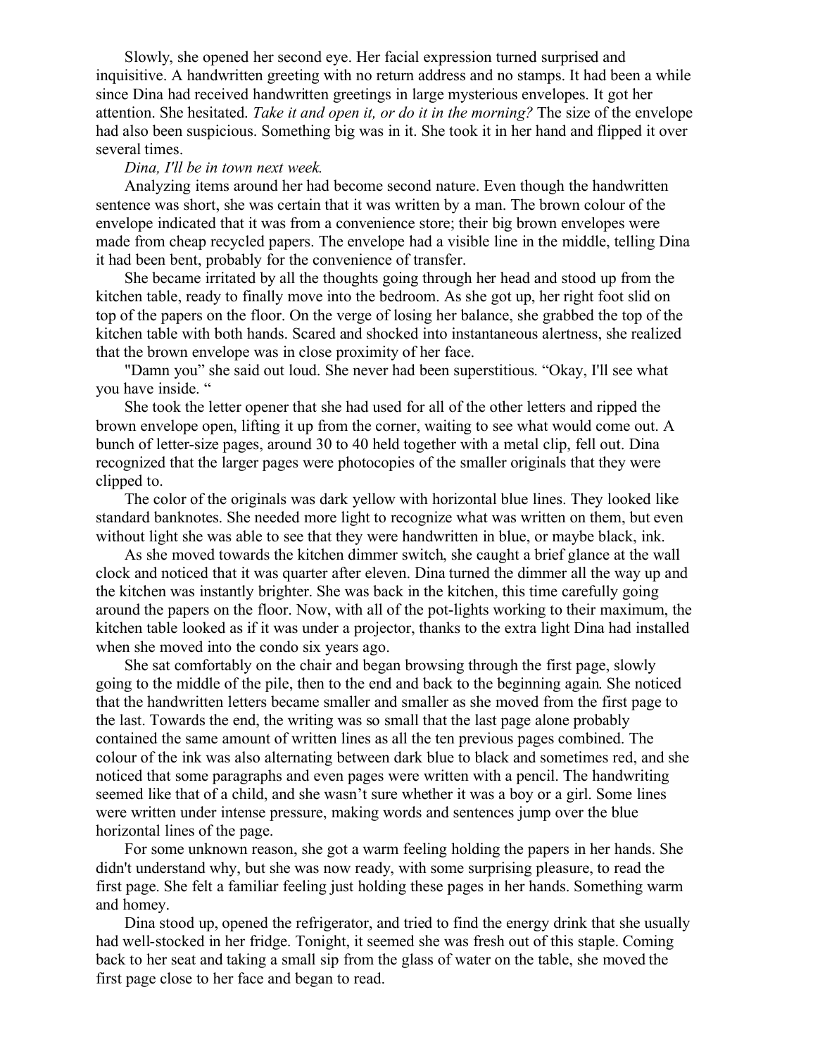Slowly, she opened her second eye. Her facial expression turned surprised and inquisitive. A handwritten greeting with no return address and no stamps. It had been a while since Dina had received handwritten greetings in large mysterious envelopes. It got her attention. She hesitated. *Take it and open it, or do it in the morning?* The size of the envelope had also been suspicious. Something big was in it. She took it in her hand and flipped it over several times.

*Dina, I'll be in town next week.*

Analyzing items around her had become second nature. Even though the handwritten sentence was short, she was certain that it was written by a man. The brown colour of the envelope indicated that it was from a convenience store; their big brown envelopes were made from cheap recycled papers. The envelope had a visible line in the middle, telling Dina it had been bent, probably for the convenience of transfer.

She became irritated by all the thoughts going through her head and stood up from the kitchen table, ready to finally move into the bedroom. As she got up, her right foot slid on top of the papers on the floor. On the verge of losing her balance, she grabbed the top of the kitchen table with both hands. Scared and shocked into instantaneous alertness, she realized that the brown envelope was in close proximity of her face.

"Damn you" she said out loud. She never had been superstitious. "Okay, I'll see what you have inside. "

She took the letter opener that she had used for all of the other letters and ripped the brown envelope open, lifting it up from the corner, waiting to see what would come out. A bunch of letter-size pages, around 30 to 40 held together with a metal clip, fell out. Dina recognized that the larger pages were photocopies of the smaller originals that they were clipped to.

The color of the originals was dark yellow with horizontal blue lines. They looked like standard banknotes. She needed more light to recognize what was written on them, but even without light she was able to see that they were handwritten in blue, or maybe black, ink.

As she moved towards the kitchen dimmer switch, she caught a brief glance at the wall clock and noticed that it was quarter after eleven. Dina turned the dimmer all the way up and the kitchen was instantly brighter. She was back in the kitchen, this time carefully going around the papers on the floor. Now, with all of the pot-lights working to their maximum, the kitchen table looked as if it was under a projector, thanks to the extra light Dina had installed when she moved into the condo six years ago.

She sat comfortably on the chair and began browsing through the first page, slowly going to the middle of the pile, then to the end and back to the beginning again. She noticed that the handwritten letters became smaller and smaller as she moved from the first page to the last. Towards the end, the writing was so small that the last page alone probably contained the same amount of written lines as all the ten previous pages combined. The colour of the ink was also alternating between dark blue to black and sometimes red, and she noticed that some paragraphs and even pages were written with a pencil. The handwriting seemed like that of a child, and she wasn't sure whether it was a boy or a girl. Some lines were written under intense pressure, making words and sentences jump over the blue horizontal lines of the page.

For some unknown reason, she got a warm feeling holding the papers in her hands. She didn't understand why, but she was now ready, with some surprising pleasure, to read the first page. She felt a familiar feeling just holding these pages in her hands. Something warm and homey.

Dina stood up, opened the refrigerator, and tried to find the energy drink that she usually had well-stocked in her fridge. Tonight, it seemed she was fresh out of this staple. Coming back to her seat and taking a small sip from the glass of water on the table, she moved the first page close to her face and began to read.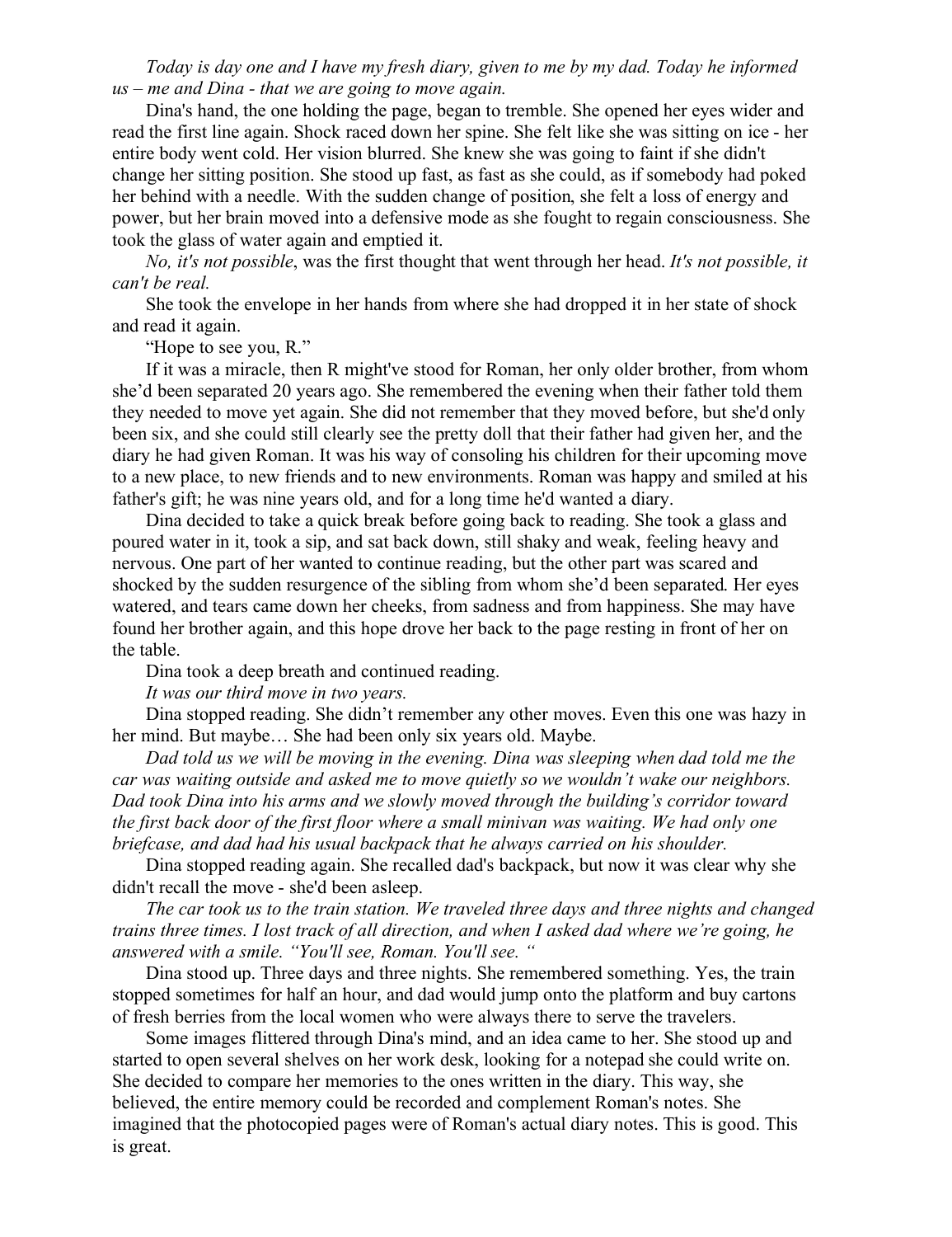*Today is day one and I have my fresh diary, given to me by my dad. Today he informed us – me and Dina - that we are going to move again.*

Dina's hand, the one holding the page, began to tremble. She opened her eyes wider and read the first line again. Shock raced down her spine. She felt like she was sitting on ice - her entire body went cold. Her vision blurred. She knew she was going to faint if she didn't change her sitting position. She stood up fast, as fast as she could, as if somebody had poked her behind with a needle. With the sudden change of position, she felt a loss of energy and power, but her brain moved into a defensive mode as she fought to regain consciousness. She took the glass of water again and emptied it.

*No, it's not possible*, was the first thought that went through her head. *It's not possible, it can't be real.*

She took the envelope in her hands from where she had dropped it in her state of shock and read it again.

"Hope to see you, R."

If it was a miracle, then R might've stood for Roman, her only older brother, from whom she'd been separated 20 years ago. She remembered the evening when their father told them they needed to move yet again. She did not remember that they moved before, but she'd only been six, and she could still clearly see the pretty doll that their father had given her, and the diary he had given Roman. It was his way of consoling his children for their upcoming move to a new place, to new friends and to new environments. Roman was happy and smiled at his father's gift; he was nine years old, and for a long time he'd wanted a diary.

Dina decided to take a quick break before going back to reading. She took a glass and poured water in it, took a sip, and sat back down, still shaky and weak, feeling heavy and nervous. One part of her wanted to continue reading, but the other part was scared and shocked by the sudden resurgence of the sibling from whom she'd been separated. Her eyes watered, and tears came down her cheeks, from sadness and from happiness. She may have found her brother again, and this hope drove her back to the page resting in front of her on the table.

Dina took a deep breath and continued reading.

*It was our third move in two years.*

Dina stopped reading. She didn't remember any other moves. Even this one was hazy in her mind. But maybe… She had been only six years old. Maybe.

*Dad told us we will be moving in the evening. Dina was sleeping when dad told me the car was waiting outside and asked me to move quietly so we wouldn't wake our neighbors. Dad took Dina into his arms and we slowly moved through the building's corridor toward the first back door of the first floor where a small minivan was waiting. We had only one briefcase, and dad had his usual backpack that he always carried on his shoulder.*

Dina stopped reading again. She recalled dad's backpack, but now it was clear why she didn't recall the move - she'd been asleep.

*The car took us to the train station. We traveled three days and three nights and changed trains three times. I lost track of all direction, and when I asked dad where we're going, he answered with a smile. "You'll see, Roman. You'll see. "*

Dina stood up. Three days and three nights. She remembered something. Yes, the train stopped sometimes for half an hour, and dad would jump onto the platform and buy cartons of fresh berries from the local women who were always there to serve the travelers.

Some images flittered through Dina's mind, and an idea came to her. She stood up and started to open several shelves on her work desk, looking for a notepad she could write on. She decided to compare her memories to the ones written in the diary. This way, she believed, the entire memory could be recorded and complement Roman's notes. She imagined that the photocopied pages were of Roman's actual diary notes. This is good. This is great.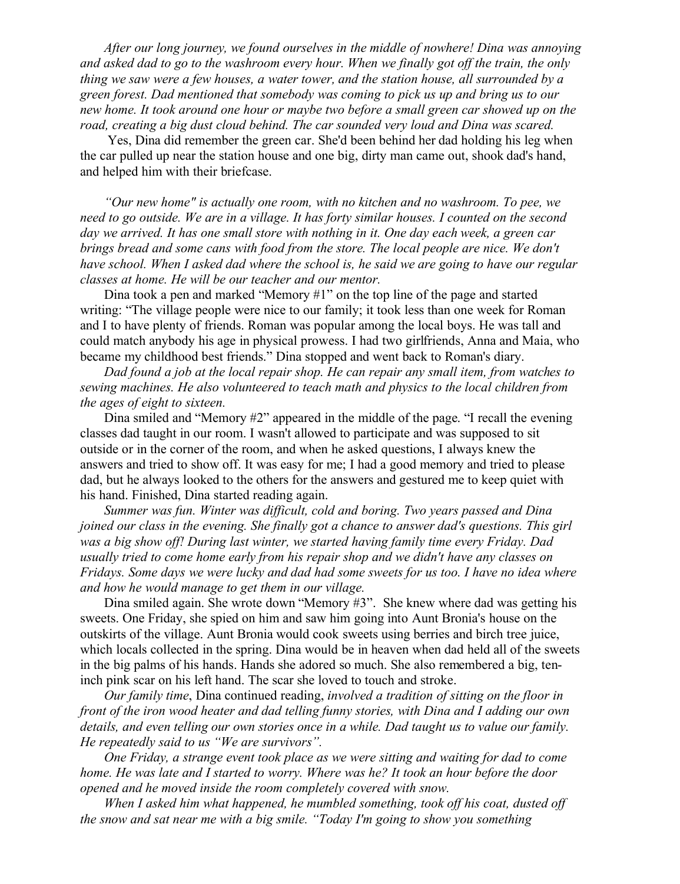*After our long journey, we found ourselves in the middle of nowhere! Dina was annoying and asked dad to go to the washroom every hour. When we finally got off the train, the only thing we saw were a few houses, a water tower, and the station house, all surrounded by a green forest. Dad mentioned that somebody was coming to pick us up and bring us to our new home. It took around one hour or maybe two before a small green car showed up on the road, creating a big dust cloud behind. The car sounded very loud and Dina was scared.*

Yes, Dina did remember the green car. She'd been behind her dad holding his leg when the car pulled up near the station house and one big, dirty man came out, shook dad's hand, and helped him with their briefcase.

*"Our new home" is actually one room, with no kitchen and no washroom. To pee, we need to go outside. We are in a village. It has forty similar houses. I counted on the second day we arrived. It has one small store with nothing in it. One day each week, a green car brings bread and some cans with food from the store. The local people are nice. We don't have school. When I asked dad where the school is, he said we are going to have our regular classes at home. He will be our teacher and our mentor.*

Dina took a pen and marked "Memory #1" on the top line of the page and started writing: "The village people were nice to our family; it took less than one week for Roman and I to have plenty of friends. Roman was popular among the local boys. He was tall and could match anybody his age in physical prowess. I had two girlfriends, Anna and Maia, who became my childhood best friends." Dina stopped and went back to Roman's diary.

*Dad found a job at the local repair shop. He can repair any small item, from watches to sewing machines. He also volunteered to teach math and physics to the local children from the ages of eight to sixteen.*

Dina smiled and "Memory #2" appeared in the middle of the page. "I recall the evening classes dad taught in our room. I wasn't allowed to participate and was supposed to sit outside or in the corner of the room, and when he asked questions, I always knew the answers and tried to show off. It was easy for me; I had a good memory and tried to please dad, but he always looked to the others for the answers and gestured me to keep quiet with his hand. Finished, Dina started reading again.

*Summer was fun. Winter was difficult, cold and boring. Two years passed and Dina joined our class in the evening. She finally got a chance to answer dad's questions. This girl was a big show off! During last winter, we started having family time every Friday. Dad usually tried to come home early from his repair shop and we didn't have any classes on Fridays. Some days we were lucky and dad had some sweets for us too. I have no idea where and how he would manage to get them in our village.*

Dina smiled again. She wrote down "Memory #3". She knew where dad was getting his sweets. One Friday, she spied on him and saw him going into Aunt Bronia's house on the outskirts of the village. Aunt Bronia would cook sweets using berries and birch tree juice, which locals collected in the spring. Dina would be in heaven when dad held all of the sweets in the big palms of his hands. Hands she adored so much. She also remembered a big, ten-inch pink scar on his left hand. The scar she loved to touch and stroke.

*Our family time*, Dina continued reading, *involved a tradition of sitting on the floor in front of the iron wood heater and dad telling funny stories, with Dina and I adding our own details, and even telling our own stories once in a while. Dad taught us to value our family. He repeatedly said to us "We are survivors".*

*One Friday, a strange event took place as we were sitting and waiting for dad to come home. He was late and I started to worry. Where was he? It took an hour before the door opened and he moved inside the room completely covered with snow.*

*When I asked him what happened, he mumbled something, took off his coat, dusted off the snow and sat near me with a big smile. "Today I'm going to show you something*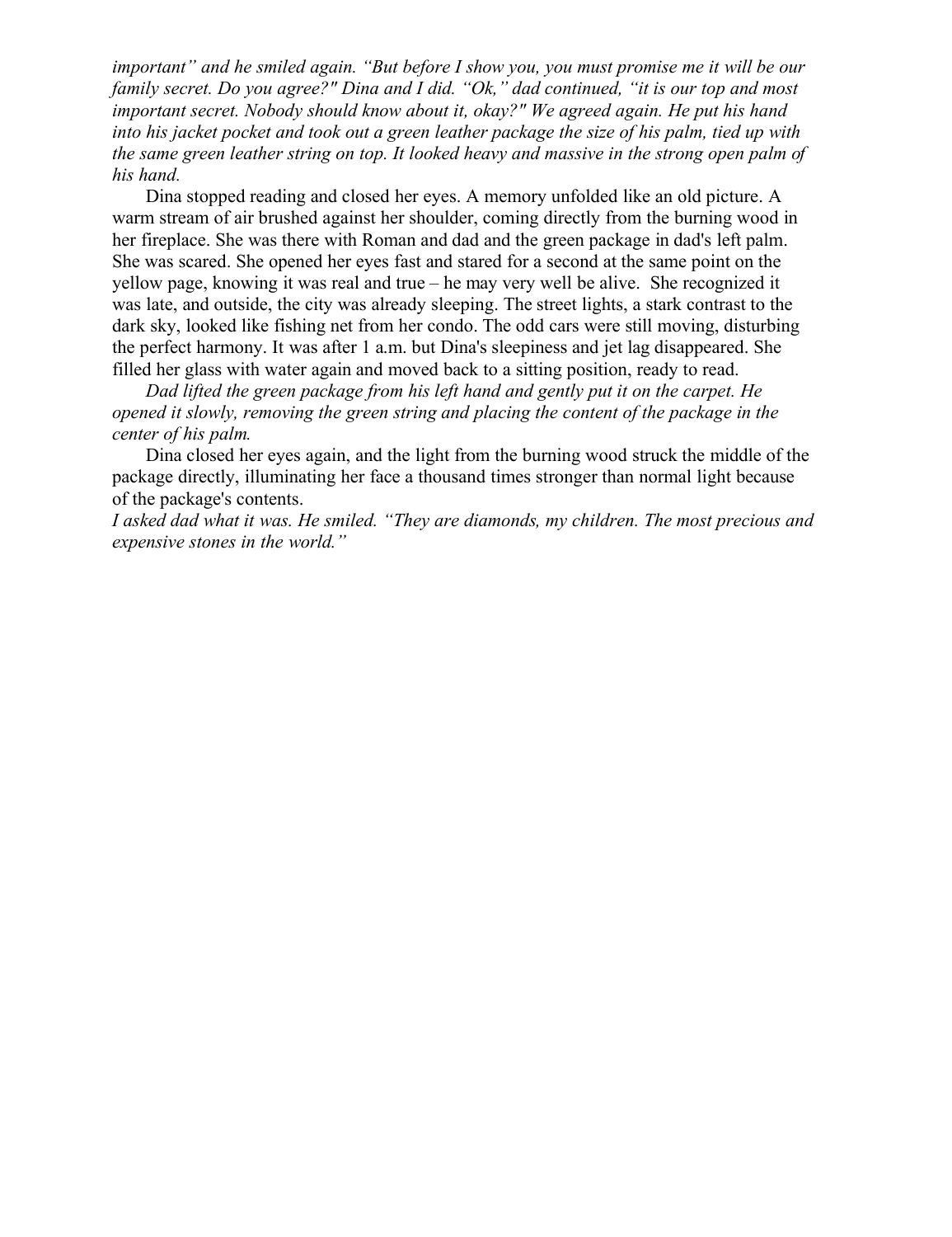*important" and he smiled again. "But before I show you, you must promise me it will be our family secret. Do you agree?" Dina and I did. "Ok," dad continued, "it is our top and most important secret. Nobody should know about it, okay?" We agreed again. He put his hand into his jacket pocket and took out a green leather package the size of his palm, tied up with the same green leather string on top. It looked heavy and massive in the strong open palm of his hand.*

Dina stopped reading and closed her eyes. A memory unfolded like an old picture. A warm stream of air brushed against her shoulder, coming directly from the burning wood in her fireplace. She was there with Roman and dad and the green package in dad's left palm. She was scared. She opened her eyes fast and stared for a second at the same point on the yellow page, knowing it was real and true – he may very well be alive. She recognized it was late, and outside, the city was already sleeping. The street lights, a stark contrast to the dark sky, looked like fishing net from her condo. The odd cars were still moving, disturbing the perfect harmony. It was after 1 a.m. but Dina's sleepiness and jet lag disappeared. She filled her glass with water again and moved back to a sitting position, ready to read.

*Dad lifted the green package from his left hand and gently put it on the carpet. He opened it slowly, removing the green string and placing the content of the package in the center of his palm.*

Dina closed her eyes again, and the light from the burning wood struck the middle of the package directly, illuminating her face a thousand times stronger than normal light because of the package's contents.

*I asked dad what it was. He smiled. "They are diamonds, my children. The most precious and expensive stones in the world."*